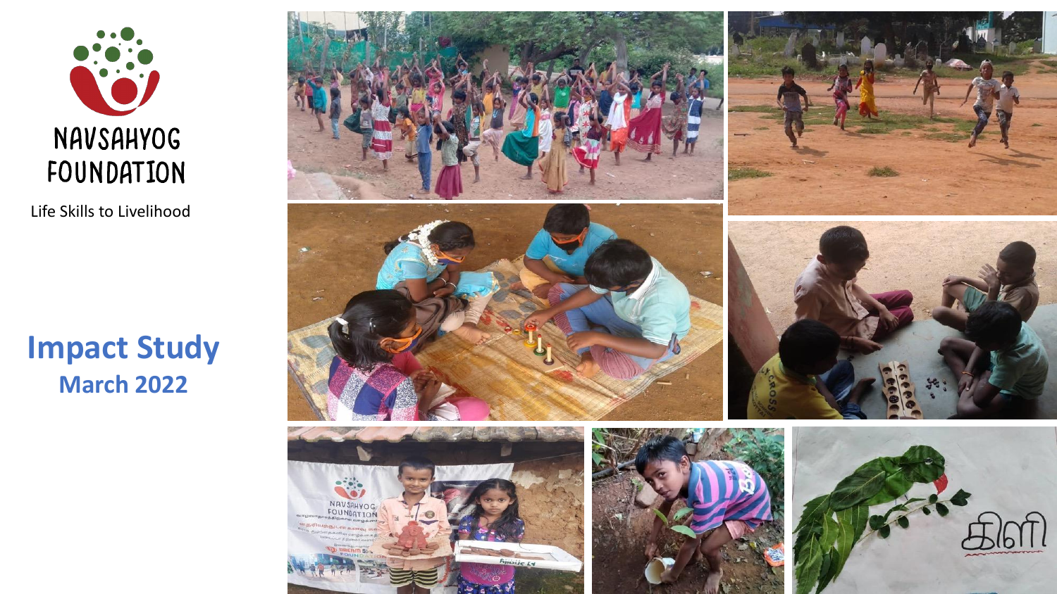NAVSAHYOG FOUNDATION

Life Skills to Livelihood

# Impact Study

## March 2022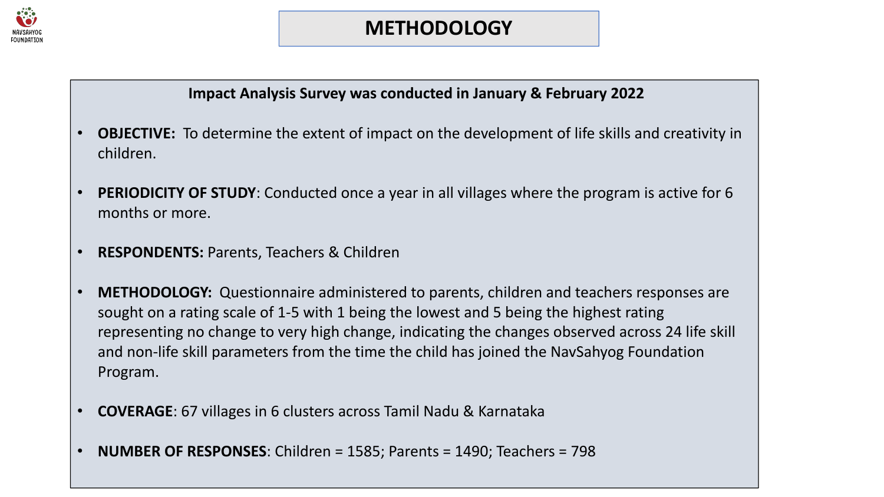# METHODOLOGY

**Impact Analysis Survey was conducted in January & February 2022**

- **OBJECTIVE:** To determine the extent of impact on the development of life skills and creativity in children.
- **PERIODICITY OF STUDY**: Conducted once a year in all villages where the program is active for 6 months or more.
- **RESPONDENTS:** Parents, Teachers & Children
- **METHODOLOGY:** Questionnaire administered to parents, children and teachers responses are sought on a rating scale of 1-5 with 1 being the lowest and 5 being the highest rating representing no change to very high change, indicating the changes observed across 24 life skill and non-life skill parameters from the time the child has joined the NavSahyog Foundation Program.
- **COVERAGE**: 67 villages in 6 clusters across Tamil Nadu & Karnataka
- **NUMBER OF RESPONSES**: Children = 1585; Parents = 1490; Teachers = 798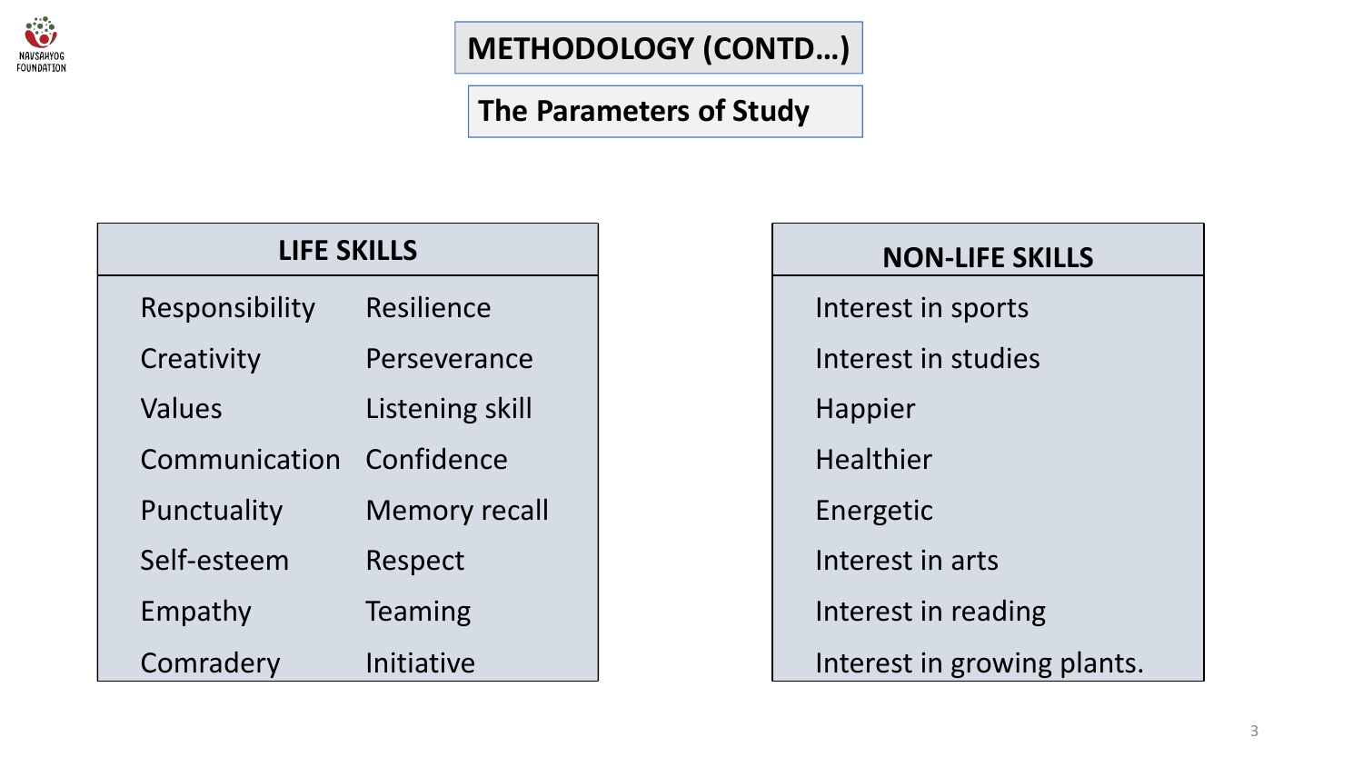# METHODOLOGY (CONTD…)

## The Parameters of Study

| LIFE SKILLS | |
|---|---|
| Responsibility | Resilience |
| Creativity | Perseverance |
| Values | Listening skill |
| Communication | Confidence |
| Punctuality | Memory recall |
| Self-esteem | Respect |
| Empathy | Teaming |
| Comradery | Initiative |

| NON-LIFE SKILLS |
|---|
| Interest in sports |
| Interest in studies |
| Happier |
| Healthier |
| Energetic |
| Interest in arts |
| Interest in reading |
| Interest in growing plants. |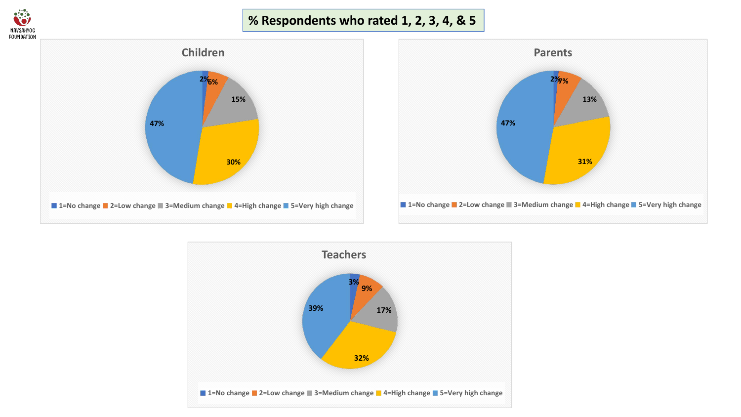NAVSAHYOG FOUNDATION

# % Respondents who rated 1, 2, 3, 4, & 5

## Children

2%
6%
15%
30%
47%

1=No change 2=Low change 3=Medium change 4=High change 5=Very high change

## Parents

2%
7%
13%
31%
47%

1=No change 2=Low change 3=Medium change 4=High change 5=Very high change

## Teachers

3%
9%
17%
32%
39%

1=No change 2=Low change 3=Medium change 4=High change 5=Very high change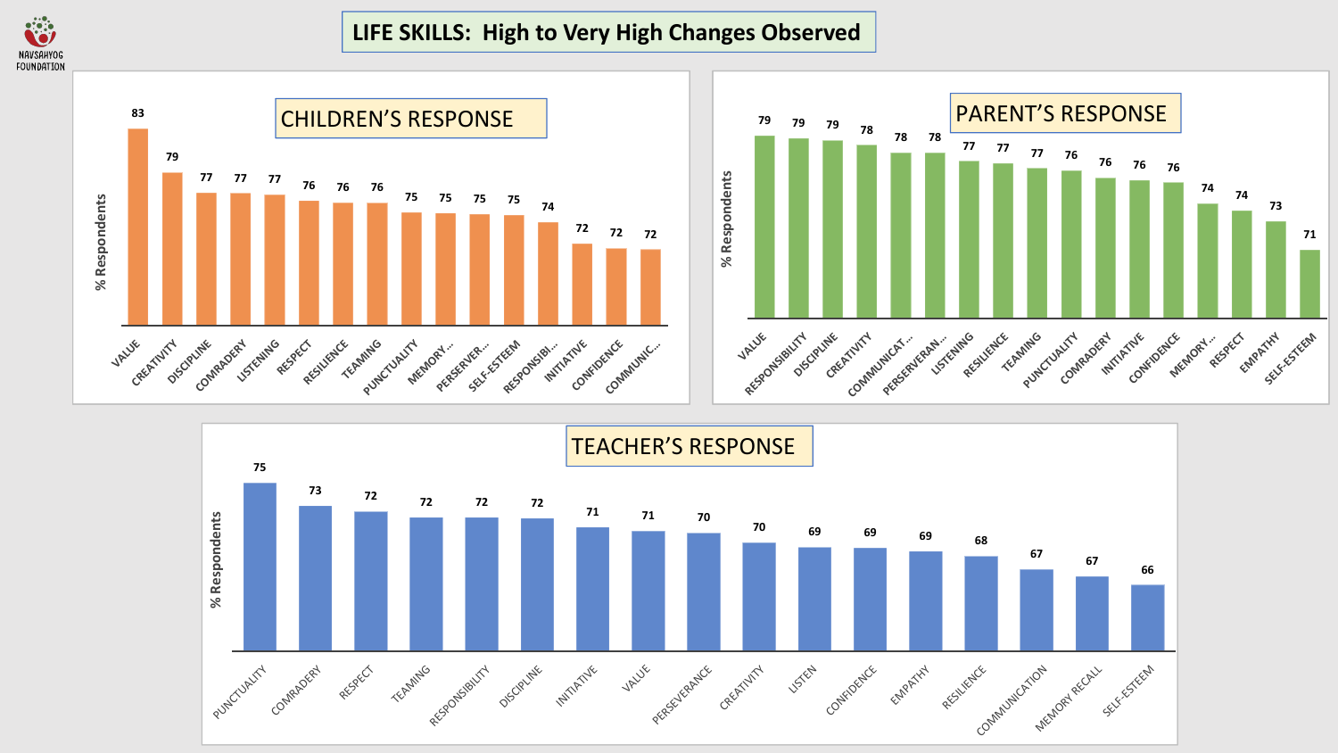# LIFE SKILLS: High to Very High Changes Observed

NAVSAHYOG FOUNDATION

## CHILDREN'S RESPONSE

% Respondents

83
79
77
77
77
76
76
76
75
75
75
75
74
72
72
72

VALUE
CREATIVITY
DISCIPLINE
COMRADERY
LISTENING
RESPECT
RESILIENCE
TEAMING
PUNCTUALITY
MEMORY...
PERSERVER...
SELF-ESTEEM
RESPONSIBI...
INITIATIVE
CONFIDENCE
COMMUNIC...

## PARENT'S RESPONSE

% Respondents

79
79
79
78
78
78
77
77
77
76
76
76
76
74
74
73
71

VALUE
RESPONSIBILITY
DISCIPLINE
CREATIVITY
COMMUNICAT...
PERSERVERAN...
LISTENING
RESILIENCE
TEAMING
PUNCTUALITY
COMRADERY
INITIATIVE
CONFIDENCE
MEMORY...
RESPECT
EMPATHY
SELF-ESTEEM

## TEACHER'S RESPONSE

% Respondents

75
73
72
72
72
72
71
71
70
70
69
69
69
68
67
67
66

PUNCTUALITY
COMRADERY
RESPECT
TEAMING
RESPONSIBILITY
DISCIPLINE
INITIATIVE
VALUE
PERSEVERANCE
CREATIVITY
LISTEN
CONFIDENCE
EMPATHY
RESILIENCE
COMMUNICATION
MEMORY RECALL
SELF-ESTEEM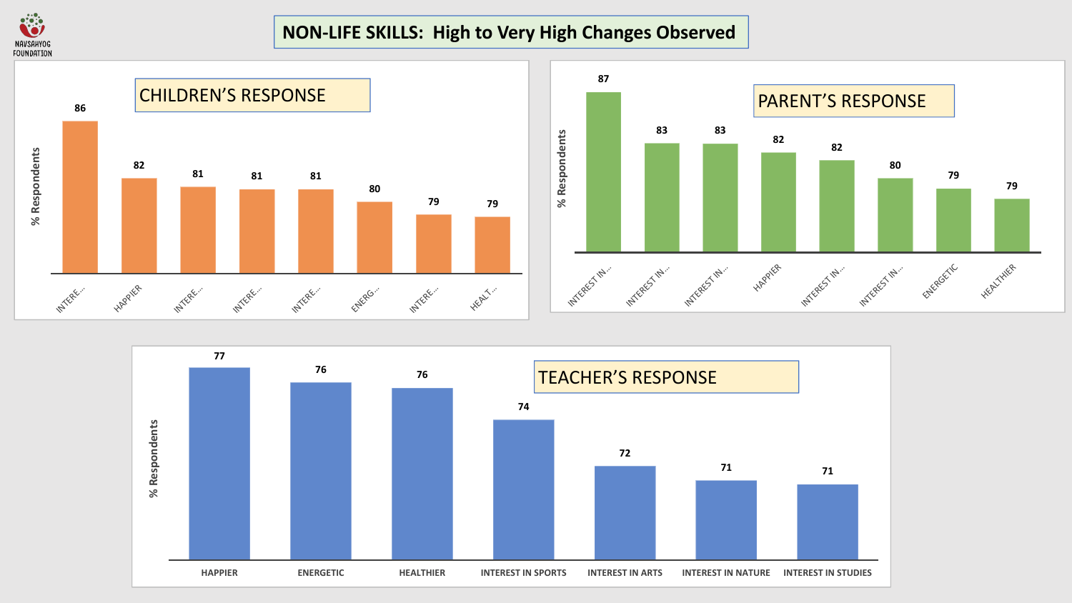# NON-LIFE SKILLS: High to Very High Changes Observed

## CHILDREN'S RESPONSE

% Respondents

86
82
81
81
81
80
79
79

INTERE...
HAPPIER
INTERE...
INTERE...
INTERE...
ENERG...
INTERE...
HEALT...

## PARENT'S RESPONSE

% Respondents

87
83
83
82
82
80
79
79

INTEREST IN...
INTEREST IN...
INTEREST IN...
HAPPIER
INTEREST IN...
INTEREST IN...
ENERGETIC
HEALTHIER

## TEACHER'S RESPONSE

% Respondents

77
76
76
74
72
71
71

HAPPIER
ENERGETIC
HEALTHIER
INTEREST IN SPORTS
INTEREST IN ARTS
INTEREST IN NATURE
INTEREST IN STUDIES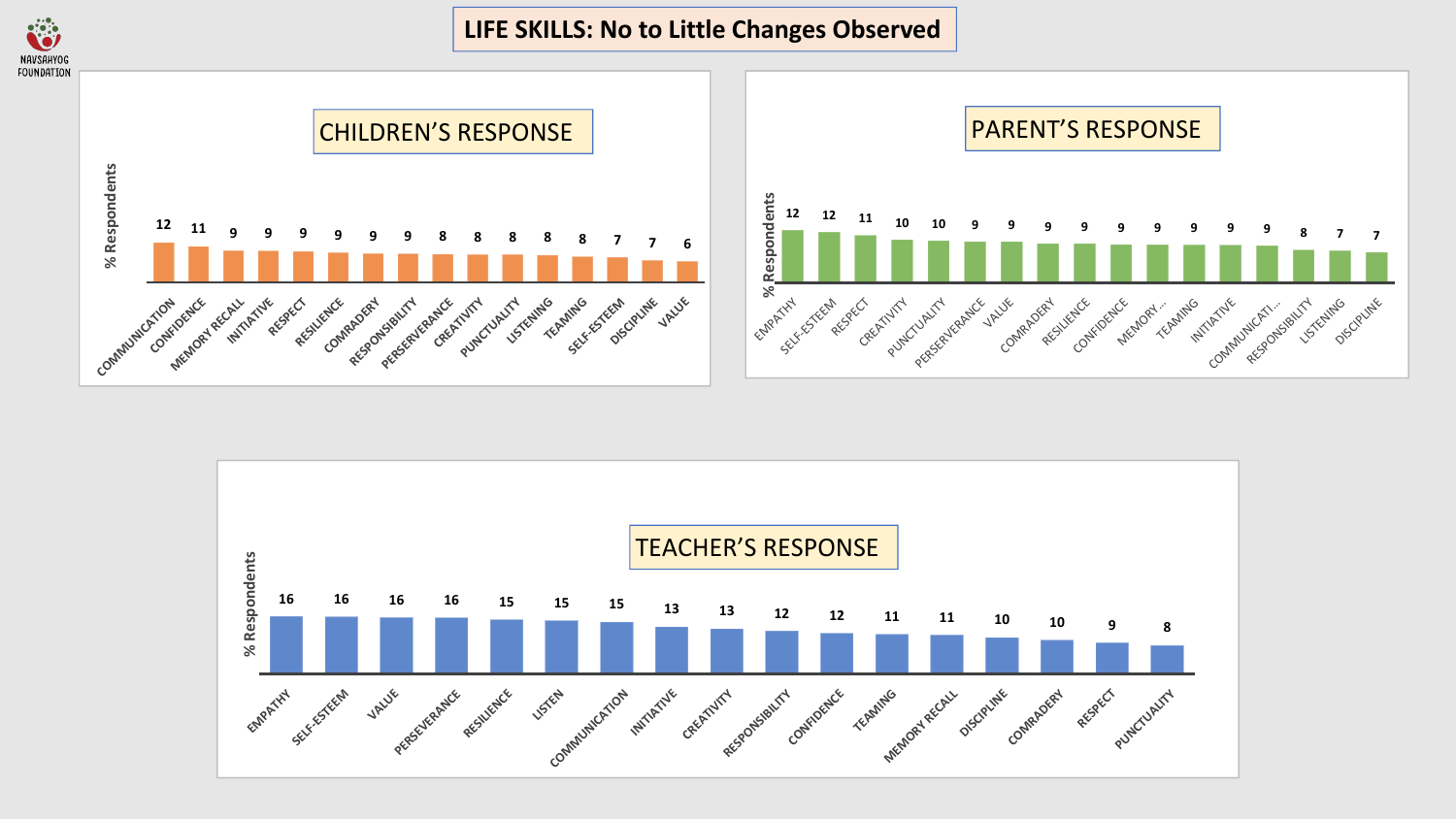NAVSAHYOG FOUNDATION

# LIFE SKILLS: No to Little Changes Observed

## CHILDREN'S RESPONSE

% Respondents

12 11 9 9 9 9 9 9 8 8 8 8 8 7 7 6

COMMUNICATION, CONFIDENCE, MEMORY RECALL, INITIATIVE, RESPECT, RESILIENCE, COMRADERY, RESPONSIBILITY, PERSERVERANCE, CREATIVITY, PUNCTUALITY, LISTENING, TEAMING, SELF-ESTEEM, DISCIPLINE, VALUE

## PARENT'S RESPONSE

% Respondents

12 12 11 10 10 9 9 9 9 9 9 9 9 9 8 7 7

EMPATHY, SELF-ESTEEM, RESPECT, CREATIVITY, PUNCTUALITY, PERSERVERANCE, VALUE, COMRADERY, RESILIENCE, CONFIDENCE, MEMORY..., TEAMING, INITIATIVE, COMMUNICATI..., RESPONSIBILITY, LISTENING, DISCIPLINE

## TEACHER'S RESPONSE

% Respondents

16 16 16 16 15 15 15 13 13 12 12 11 11 10 10 9 8

EMPATHY, SELF-ESTEEM, VALUE, PERSEVERANCE, RESILIENCE, LISTEN, COMMUNICATION, INITIATIVE, CREATIVITY, RESPONSIBILITY, CONFIDENCE, TEAMING, MEMORY RECALL, DISCIPLINE, COMRADERY, RESPECT, PUNCTUALITY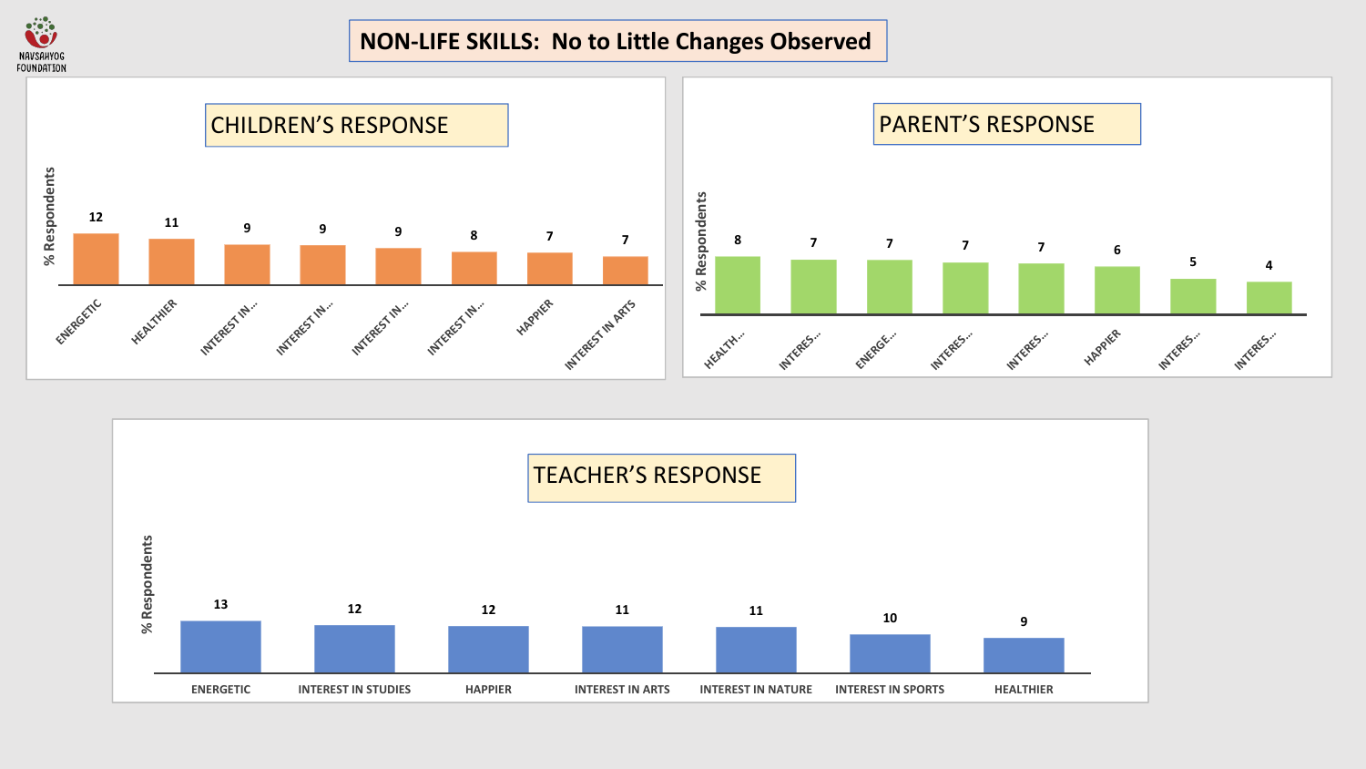# NON-LIFE SKILLS: No to Little Changes Observed

## CHILDREN'S RESPONSE

% Respondents

12, 11, 9, 9, 9, 8, 7, 7

ENERGETIC, HEALTHIER, INTEREST IN..., INTEREST IN..., INTEREST IN..., INTEREST IN..., HAPPIER, INTEREST IN ARTS

## PARENT'S RESPONSE

% Respondents

8, 7, 7, 7, 7, 6, 5, 4

HEALTH..., INTERES..., ENERGE..., INTERES..., INTERES..., HAPPIER, INTERES..., INTERES...

## TEACHER'S RESPONSE

% Respondents

13, 12, 12, 11, 11, 10, 9

ENERGETIC, INTEREST IN STUDIES, HAPPIER, INTEREST IN ARTS, INTEREST IN NATURE, INTEREST IN SPORTS, HEALTHIER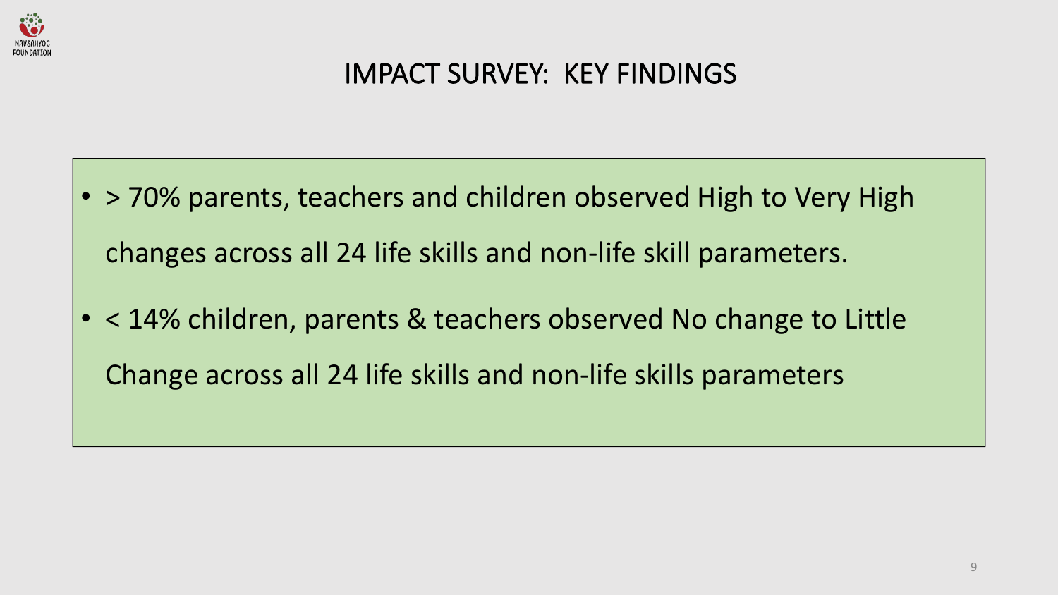# IMPACT SURVEY: KEY FINDINGS

- > 70% parents, teachers and children observed High to Very High changes across all 24 life skills and non-life skill parameters.
- < 14% children, parents & teachers observed No change to Little Change across all 24 life skills and non-life skills parameters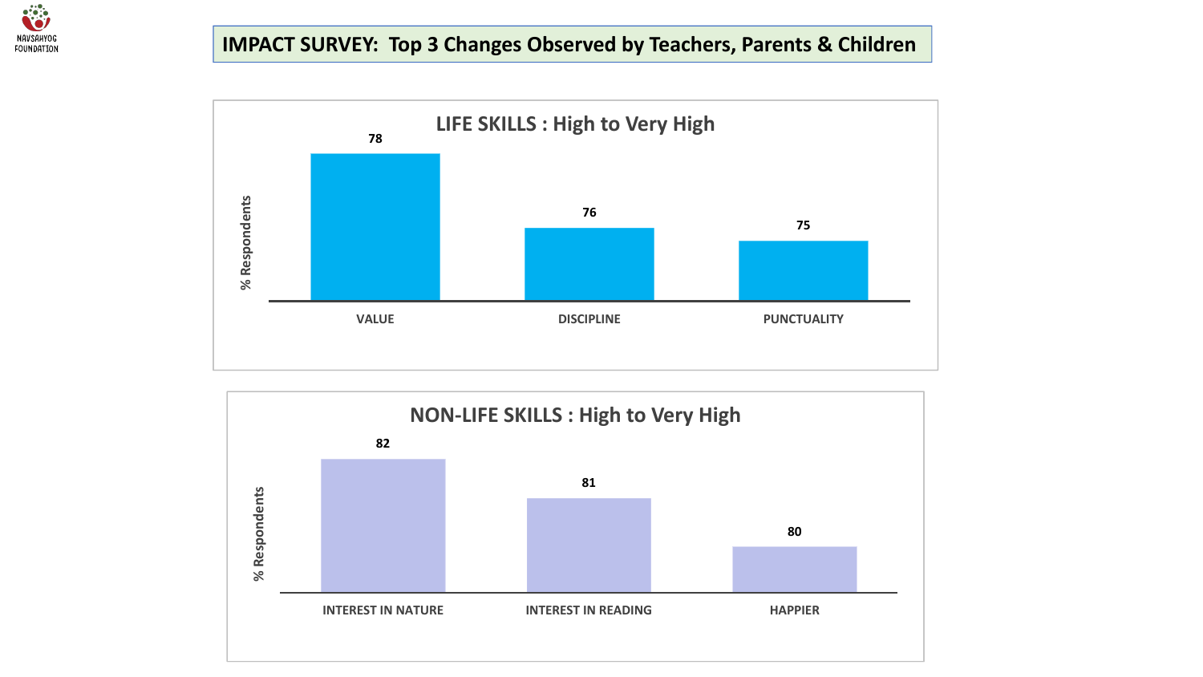NAVSAHYOG FOUNDATION

# IMPACT SURVEY: Top 3 Changes Observed by Teachers, Parents & Children

## LIFE SKILLS : High to Very High

% Respondents

78
VALUE

76
DISCIPLINE

75
PUNCTUALITY

## NON-LIFE SKILLS : High to Very High

% Respondents

82
INTEREST IN NATURE

81
INTEREST IN READING

80
HAPPIER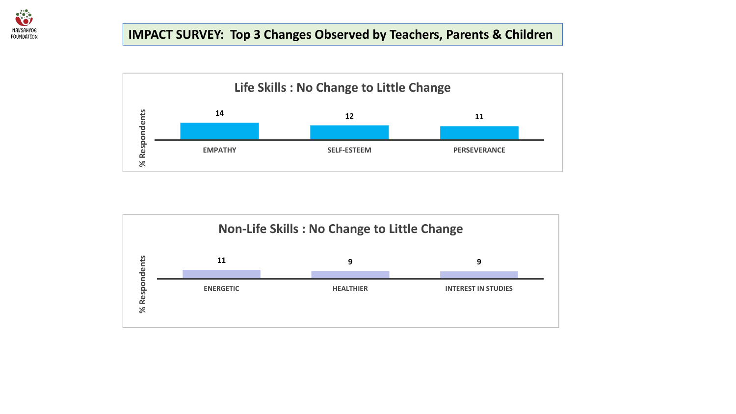NAVSAHYOG FOUNDATION

# IMPACT SURVEY: Top 3 Changes Observed by Teachers, Parents & Children

## Life Skills : No Change to Little Change

% Respondents

14
EMPATHY

12
SELF-ESTEEM

11
PERSEVERANCE

## Non-Life Skills : No Change to Little Change

% Respondents

11
ENERGETIC

9
HEALTHIER

9
INTEREST IN STUDIES